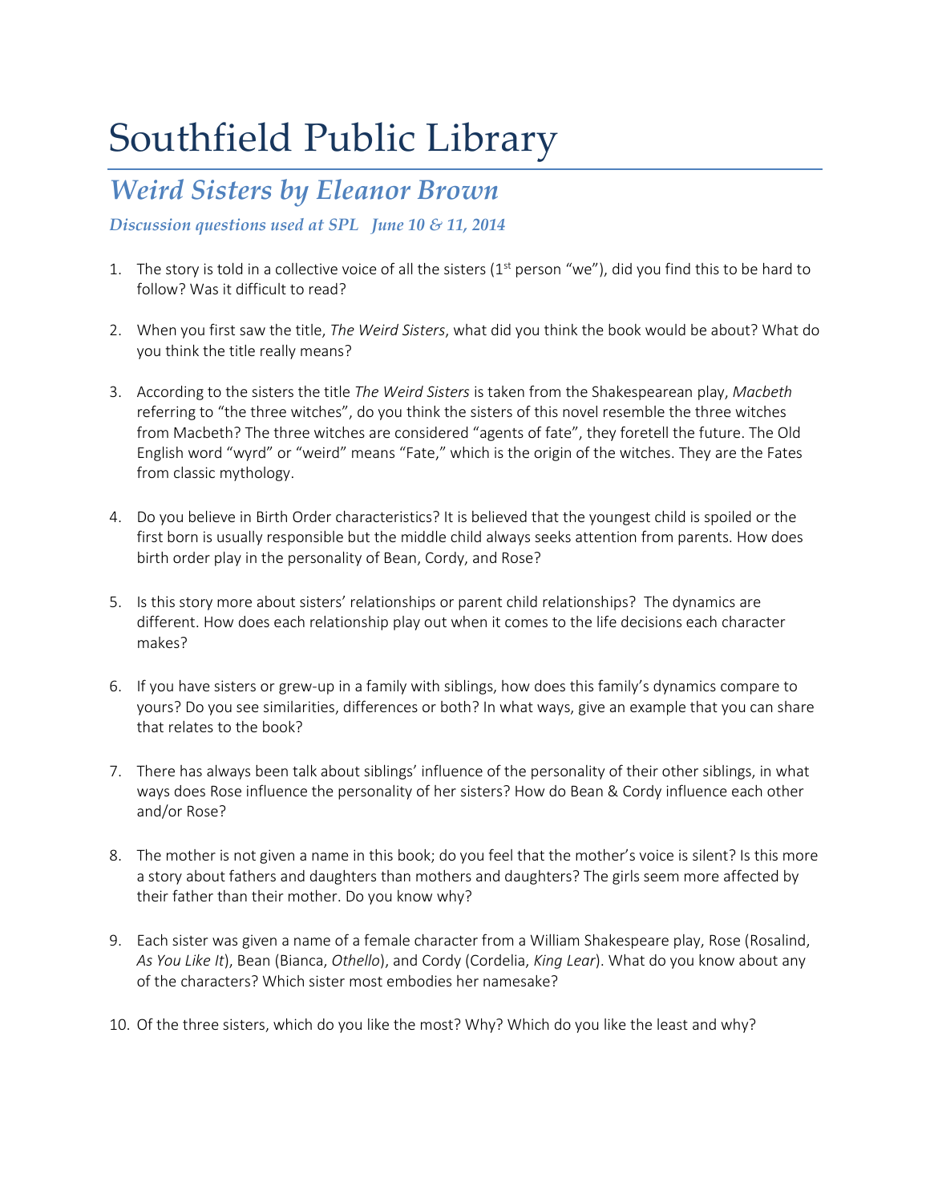# Southfield Public Library

## *Weird Sisters by Eleanor Brown*

***Discussion questions used at SPL June 10 & 11, 2014***

1. The story is told in a collective voice of all the sisters (1st person "we"), did you find this to be hard to follow? Was it difficult to read?

2. When you first saw the title, *The Weird Sisters*, what did you think the book would be about? What do you think the title really means?

3. According to the sisters the title *The Weird Sisters* is taken from the Shakespearean play, *Macbeth* referring to "the three witches", do you think the sisters of this novel resemble the three witches from Macbeth? The three witches are considered "agents of fate", they foretell the future. The Old English word "wyrd" or "weird" means "Fate," which is the origin of the witches. They are the Fates from classic mythology.

4. Do you believe in Birth Order characteristics? It is believed that the youngest child is spoiled or the first born is usually responsible but the middle child always seeks attention from parents. How does birth order play in the personality of Bean, Cordy, and Rose?

5. Is this story more about sisters' relationships or parent child relationships? The dynamics are different. How does each relationship play out when it comes to the life decisions each character makes?

6. If you have sisters or grew-up in a family with siblings, how does this family's dynamics compare to yours? Do you see similarities, differences or both? In what ways, give an example that you can share that relates to the book?

7. There has always been talk about siblings' influence of the personality of their other siblings, in what ways does Rose influence the personality of her sisters? How do Bean & Cordy influence each other and/or Rose?

8. The mother is not given a name in this book; do you feel that the mother's voice is silent? Is this more a story about fathers and daughters than mothers and daughters? The girls seem more affected by their father than their mother. Do you know why?

9. Each sister was given a name of a female character from a William Shakespeare play, Rose (Rosalind, *As You Like It*), Bean (Bianca, *Othello*), and Cordy (Cordelia, *King Lear*). What do you know about any of the characters? Which sister most embodies her namesake?

10. Of the three sisters, which do you like the most? Why? Which do you like the least and why?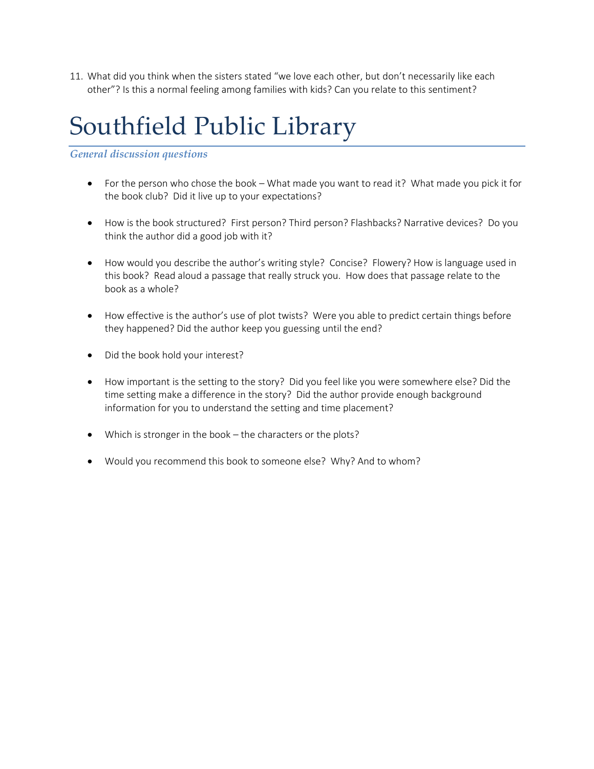11. What did you think when the sisters stated "we love each other, but don't necessarily like each other"? Is this a normal feeling among families with kids? Can you relate to this sentiment?

# Southfield Public Library

*General discussion questions*

- For the person who chose the book – What made you want to read it? What made you pick it for the book club? Did it live up to your expectations?

- How is the book structured? First person? Third person? Flashbacks? Narrative devices? Do you think the author did a good job with it?

- How would you describe the author's writing style? Concise? Flowery? How is language used in this book? Read aloud a passage that really struck you. How does that passage relate to the book as a whole?

- How effective is the author's use of plot twists? Were you able to predict certain things before they happened? Did the author keep you guessing until the end?

- Did the book hold your interest?

- How important is the setting to the story? Did you feel like you were somewhere else? Did the time setting make a difference in the story? Did the author provide enough background information for you to understand the setting and time placement?

- Which is stronger in the book – the characters or the plots?

- Would you recommend this book to someone else? Why? And to whom?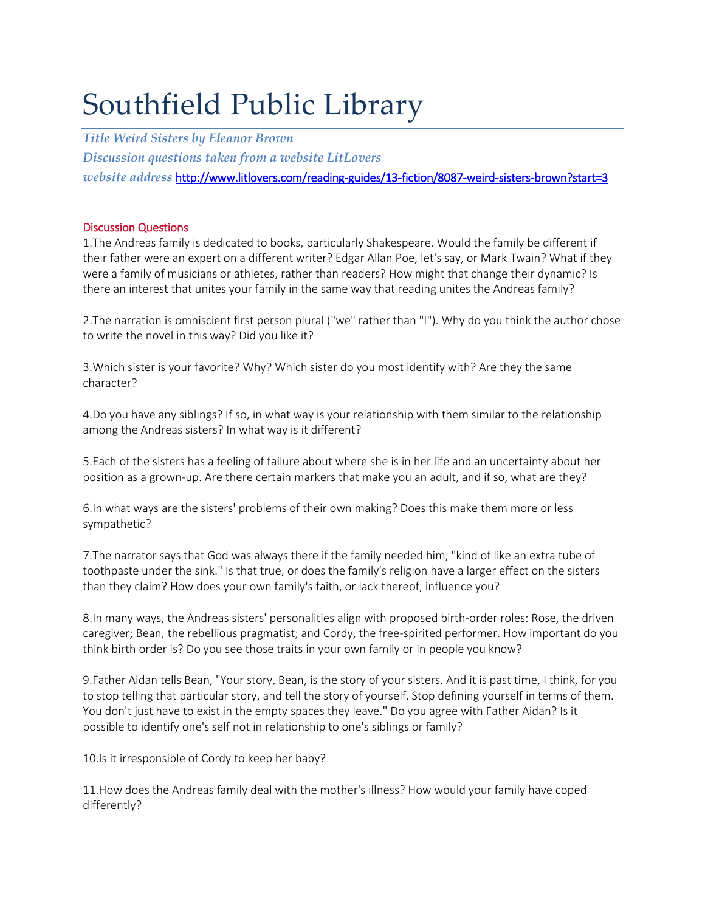# Southfield Public Library

***Title Weird Sisters by Eleanor Brown***

***Discussion questions taken from a website LitLovers***

***website address*** [http://www.litlovers.com/reading-guides/13-fiction/8087-weird-sisters-brown?start=3](http://www.litlovers.com/reading-guides/13-fiction/8087-weird-sisters-brown?start=3)

Discussion Questions

1.The Andreas family is dedicated to books, particularly Shakespeare. Would the family be different if their father were an expert on a different writer? Edgar Allan Poe, let's say, or Mark Twain? What if they were a family of musicians or athletes, rather than readers? How might that change their dynamic? Is there an interest that unites your family in the same way that reading unites the Andreas family?

2.The narration is omniscient first person plural ("we" rather than "I"). Why do you think the author chose to write the novel in this way? Did you like it?

3.Which sister is your favorite? Why? Which sister do you most identify with? Are they the same character?

4.Do you have any siblings? If so, in what way is your relationship with them similar to the relationship among the Andreas sisters? In what way is it different?

5.Each of the sisters has a feeling of failure about where she is in her life and an uncertainty about her position as a grown-up. Are there certain markers that make you an adult, and if so, what are they?

6.In what ways are the sisters' problems of their own making? Does this make them more or less sympathetic?

7.The narrator says that God was always there if the family needed him, "kind of like an extra tube of toothpaste under the sink." Is that true, or does the family's religion have a larger effect on the sisters than they claim? How does your own family's faith, or lack thereof, influence you?

8.In many ways, the Andreas sisters' personalities align with proposed birth-order roles: Rose, the driven caregiver; Bean, the rebellious pragmatist; and Cordy, the free-spirited performer. How important do you think birth order is? Do you see those traits in your own family or in people you know?

9.Father Aidan tells Bean, "Your story, Bean, is the story of your sisters. And it is past time, I think, for you to stop telling that particular story, and tell the story of yourself. Stop defining yourself in terms of them. You don't just have to exist in the empty spaces they leave." Do you agree with Father Aidan? Is it possible to identify one's self not in relationship to one's siblings or family?

10.Is it irresponsible of Cordy to keep her baby?

11.How does the Andreas family deal with the mother's illness? How would your family have coped differently?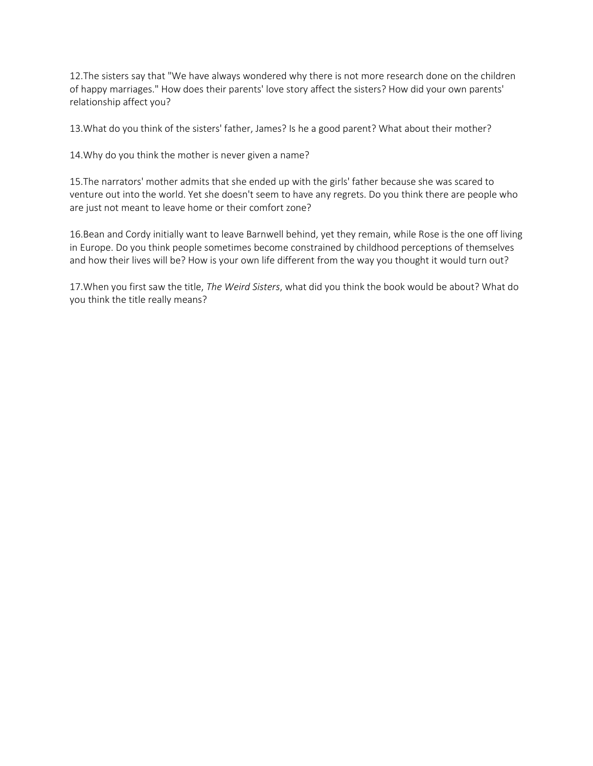12.The sisters say that "We have always wondered why there is not more research done on the children of happy marriages." How does their parents' love story affect the sisters? How did your own parents' relationship affect you?

13.What do you think of the sisters' father, James? Is he a good parent? What about their mother?

14.Why do you think the mother is never given a name?

15.The narrators' mother admits that she ended up with the girls' father because she was scared to venture out into the world. Yet she doesn't seem to have any regrets. Do you think there are people who are just not meant to leave home or their comfort zone?

16.Bean and Cordy initially want to leave Barnwell behind, yet they remain, while Rose is the one off living in Europe. Do you think people sometimes become constrained by childhood perceptions of themselves and how their lives will be? How is your own life different from the way you thought it would turn out?

17.When you first saw the title, *The Weird Sisters*, what did you think the book would be about? What do you think the title really means?